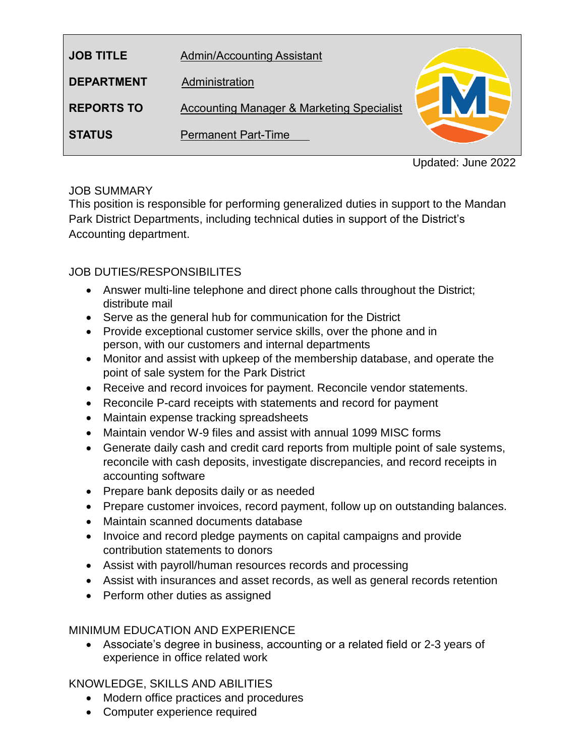| | |
|---|---|
| **JOB TITLE** | Admin/Accounting Assistant |
| **DEPARTMENT** | Administration |
| **REPORTS TO** | Accounting Manager & Marketing Specialist |
| **STATUS** | Permanent Part-Time |

Updated: June 2022

## JOB SUMMARY

This position is responsible for performing generalized duties in support to the Mandan Park District Departments, including technical duties in support of the District's Accounting department.

## JOB DUTIES/RESPONSIBILITES

- Answer multi-line telephone and direct phone calls throughout the District; distribute mail
- Serve as the general hub for communication for the District
- Provide exceptional customer service skills, over the phone and in person, with our customers and internal departments
- Monitor and assist with upkeep of the membership database, and operate the point of sale system for the Park District
- Receive and record invoices for payment. Reconcile vendor statements.
- Reconcile P-card receipts with statements and record for payment
- Maintain expense tracking spreadsheets
- Maintain vendor W-9 files and assist with annual 1099 MISC forms
- Generate daily cash and credit card reports from multiple point of sale systems, reconcile with cash deposits, investigate discrepancies, and record receipts in accounting software
- Prepare bank deposits daily or as needed
- Prepare customer invoices, record payment, follow up on outstanding balances.
- Maintain scanned documents database
- Invoice and record pledge payments on capital campaigns and provide contribution statements to donors
- Assist with payroll/human resources records and processing
- Assist with insurances and asset records, as well as general records retention
- Perform other duties as assigned

## MINIMUM EDUCATION AND EXPERIENCE

- Associate's degree in business, accounting or a related field or 2-3 years of experience in office related work

## KNOWLEDGE, SKILLS AND ABILITIES

- Modern office practices and procedures
- Computer experience required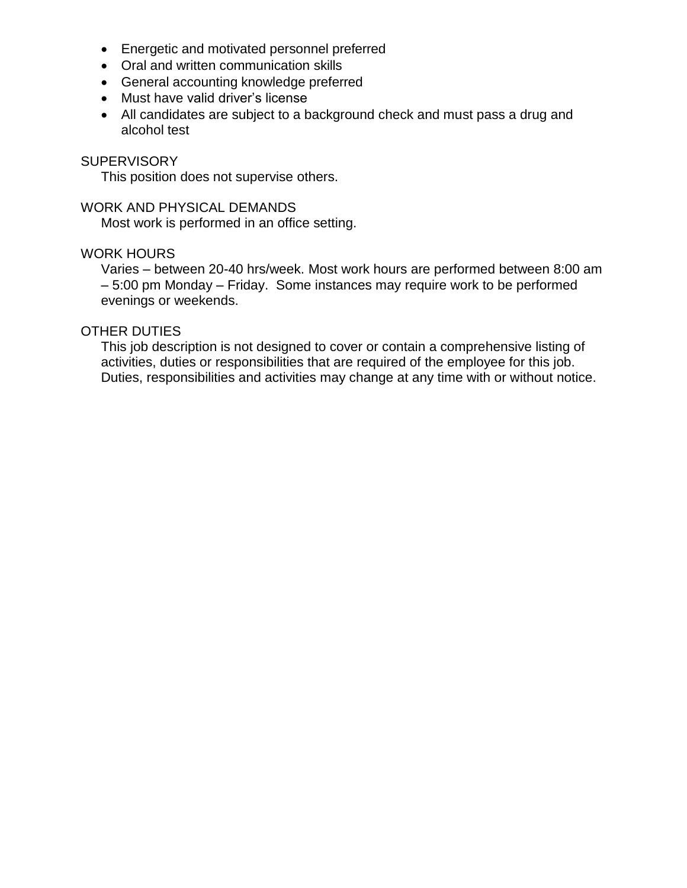- Energetic and motivated personnel preferred
- Oral and written communication skills
- General accounting knowledge preferred
- Must have valid driver's license
- All candidates are subject to a background check and must pass a drug and alcohol test

SUPERVISORY

This position does not supervise others.

WORK AND PHYSICAL DEMANDS

Most work is performed in an office setting.

WORK HOURS

Varies – between 20-40 hrs/week. Most work hours are performed between 8:00 am – 5:00 pm Monday – Friday. Some instances may require work to be performed evenings or weekends.

OTHER DUTIES

This job description is not designed to cover or contain a comprehensive listing of activities, duties or responsibilities that are required of the employee for this job. Duties, responsibilities and activities may change at any time with or without notice.